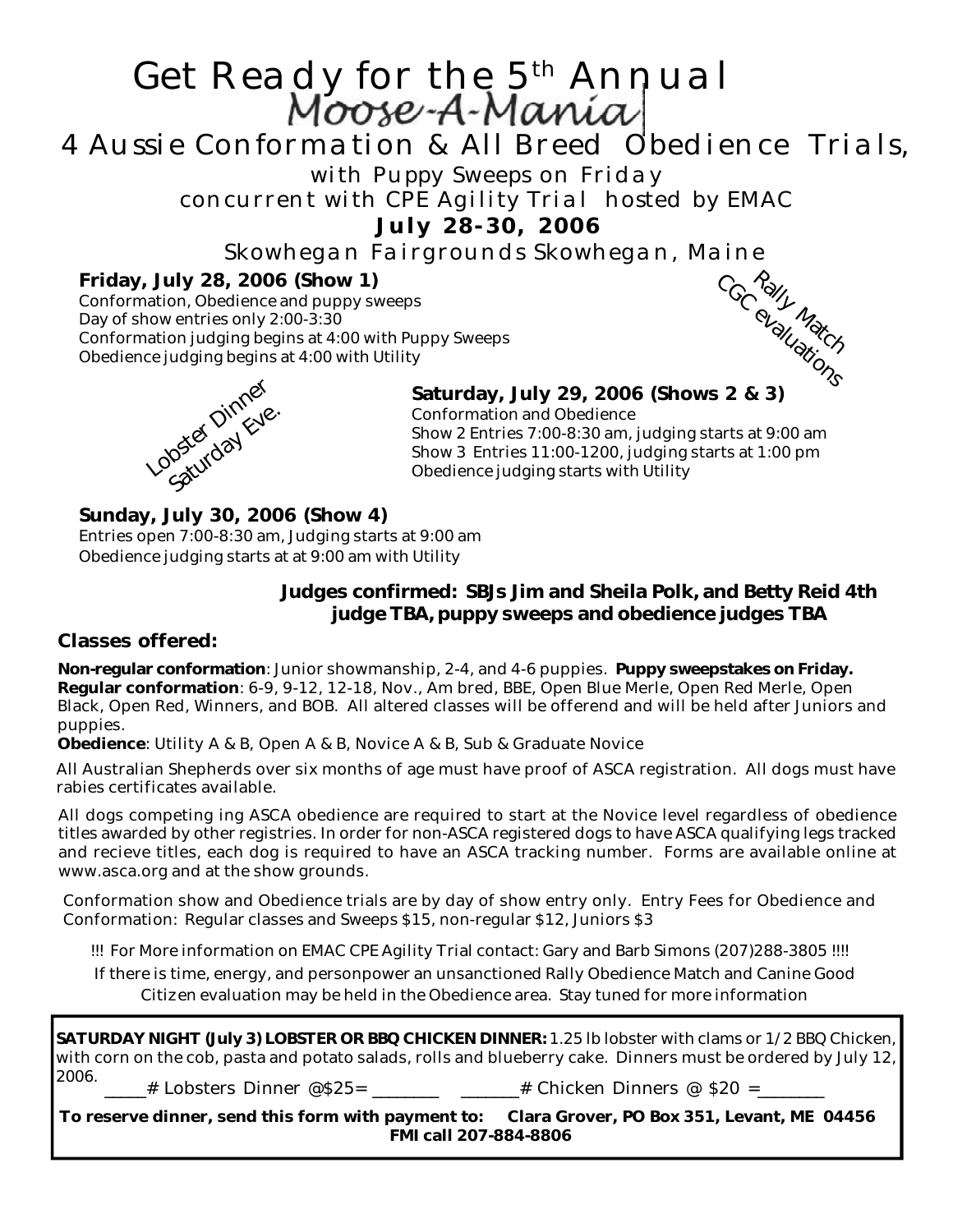# Get Ready for the 5th Annual Moose-A-Mania

## 4 Aussie Conformation & All Breed Obedience Trials,

with Puppy Sweeps on Friday

concurrent with CPE Agility Trial hosted by EMAC

**July 28-30, 2006**

Skowhegan Fairgrounds Skowhegan, Maine

Rally Match
CGC evaluations

### Friday, July 28, 2006 (Show 1)

Conformation, Obedience and puppy sweeps
Day of show entries only 2:00-3:30
Conformation judging begins at 4:00 with Puppy Sweeps
Obedience judging begins at 4:00 with Utility

Lobster Dinner
Saturday Eve.

### Saturday, July 29, 2006 (Shows 2 & 3)

Conformation and Obedience
Show 2 Entries 7:00-8:30 am, judging starts at 9:00 am
Show 3 Entries 11:00-1200, judging starts at 1:00 pm
Obedience judging starts with Utility

### Sunday, July 30, 2006 (Show 4)

Entries open 7:00-8:30 am, Judging starts at 9:00 am
Obedience judging starts at at 9:00 am with Utility

**Judges confirmed: SBJs Jim and Sheila Polk, and Betty Reid 4th judge TBA, puppy sweeps and obedience judges TBA**

### Classes offered:

**Non-regular conformation**: Junior showmanship, 2-4, and 4-6 puppies. **Puppy sweepstakes on Friday.**
**Regular conformation**: 6-9, 9-12, 12-18, Nov., Am bred, BBE, Open Blue Merle, Open Red Merle, Open Black, Open Red, Winners, and BOB. All altered classes will be offerend and will be held after Juniors and puppies.
**Obedience**: Utility A & B, Open A & B, Novice A & B, Sub & Graduate Novice

All Australian Shepherds over six months of age must have proof of ASCA registration. All dogs must have rabies certificates available.

All dogs competing ing ASCA obedience are required to start at the Novice level regardless of obedience titles awarded by other registries. In order for non-ASCA registered dogs to have ASCA qualifying legs tracked and recieve titles, each dog is required to have an ASCA tracking number. Forms are available online at www.asca.org and at the show grounds.

Conformation show and Obedience trials are by day of show entry only. Entry Fees for Obedience and Conformation: Regular classes and Sweeps $15, non-regular $12, Juniors $3

!!! For More information on EMAC CPE Agility Trial contact: Gary and Barb Simons (207)288-3805 !!!!

If there is time, energy, and personpower an unsanctioned Rally Obedience Match and Canine Good Citizen evaluation may be held in the Obedience area. Stay tuned for more information

**SATURDAY NIGHT (July 3) LOBSTER OR BBQ CHICKEN DINNER:** 1.25 lb lobster with clams or 1/2 BBQ Chicken, with corn on the cob, pasta and potato salads, rolls and blueberry cake. Dinners must be ordered by July 12, 2006.

_____# Lobsters Dinner @$25= ________ _______# Chicken Dinners @ $20 =________

**To reserve dinner, send this form with payment to: Clara Grover, PO Box 351, Levant, ME 04456**
**FMI call 207-884-8806**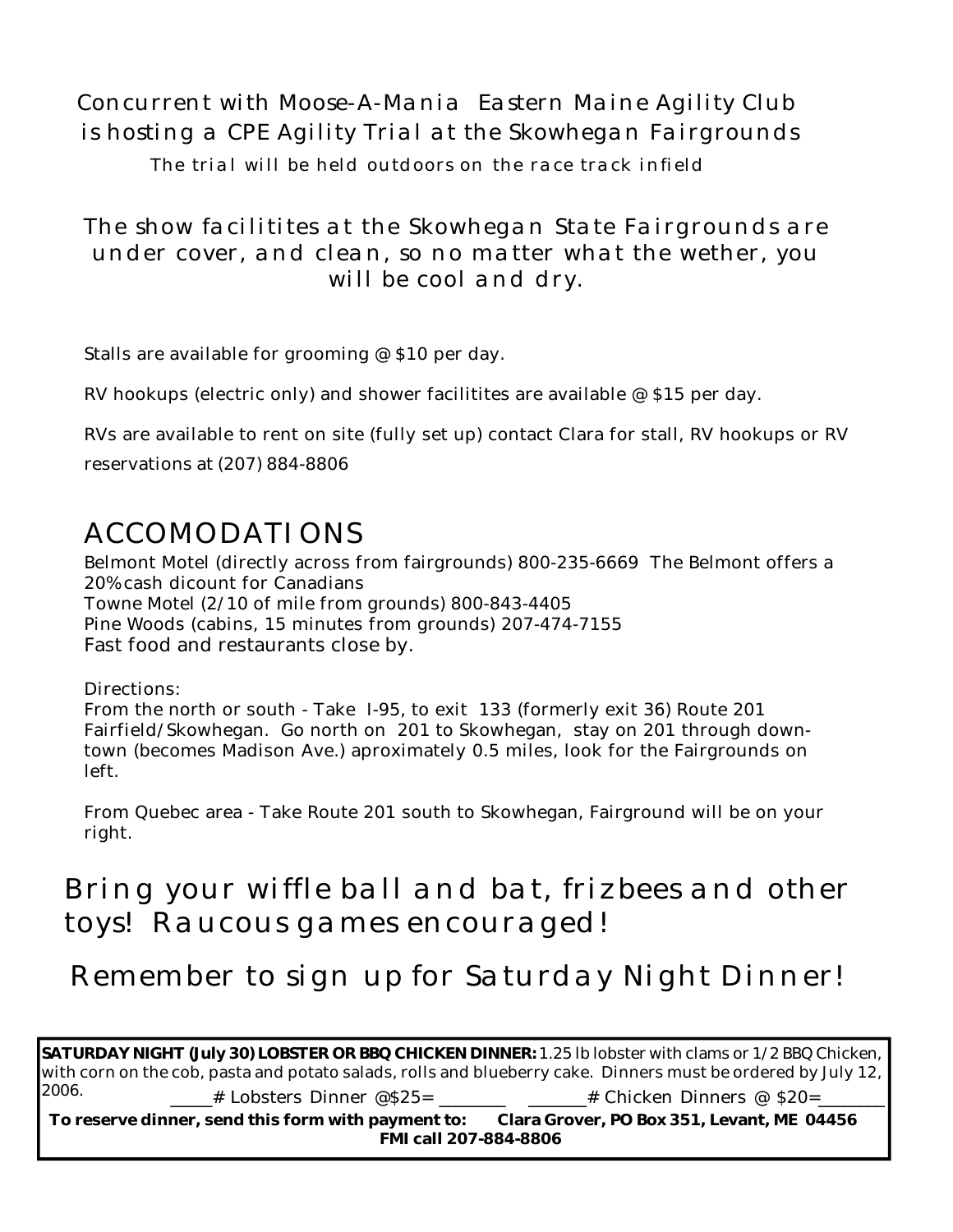Concurrent with Moose-A-Mania Eastern Maine Agility Club is hosting a CPE Agility Trial at the Skowhegan Fairgrounds

The trial will be held outdoors on the race track infield

The show facilitites at the Skowhegan State Fairgrounds are under cover, and clean, so no matter what the wether, you will be cool and dry.

Stalls are available for grooming @ $10 per day.

RV hookups (electric only) and shower facilitites are available @ $15 per day.

RVs are available to rent on site (fully set up) contact Clara for stall, RV hookups or RV reservations at (207) 884-8806

## ACCOMODATIONS

Belmont Motel (directly across from fairgrounds) 800-235-6669 The Belmont offers a 20% cash dicount for Canadians
Towne Motel (2/10 of mile from grounds) 800-843-4405
Pine Woods (cabins, 15 minutes from grounds) 207-474-7155
Fast food and restaurants close by.

Directions:
From the north or south - Take I-95, to exit 133 (formerly exit 36) Route 201 Fairfield/Skowhegan. Go north on 201 to Skowhegan, stay on 201 through downtown (becomes Madison Ave.) aproximately 0.5 miles, look for the Fairgrounds on left.

From Quebec area - Take Route 201 south to Skowhegan, Fairground will be on your right.

Bring your wiffle ball and bat, frizbees and other toys! Raucous games encouraged!

Remember to sign up for Saturday Night Dinner!

**SATURDAY NIGHT (July 30) LOBSTER OR BBQ CHICKEN DINNER:** 1.25 lb lobster with clams or 1/2 BBQ Chicken, with corn on the cob, pasta and potato salads, rolls and blueberry cake. Dinners must be ordered by July 12, 2006.

_____# Lobsters Dinner @$25= ________ _______# Chicken Dinners @ $20=_______

**To reserve dinner, send this form with payment to: Clara Grover, PO Box 351, Levant, ME 04456**
**FMI call 207-884-8806**